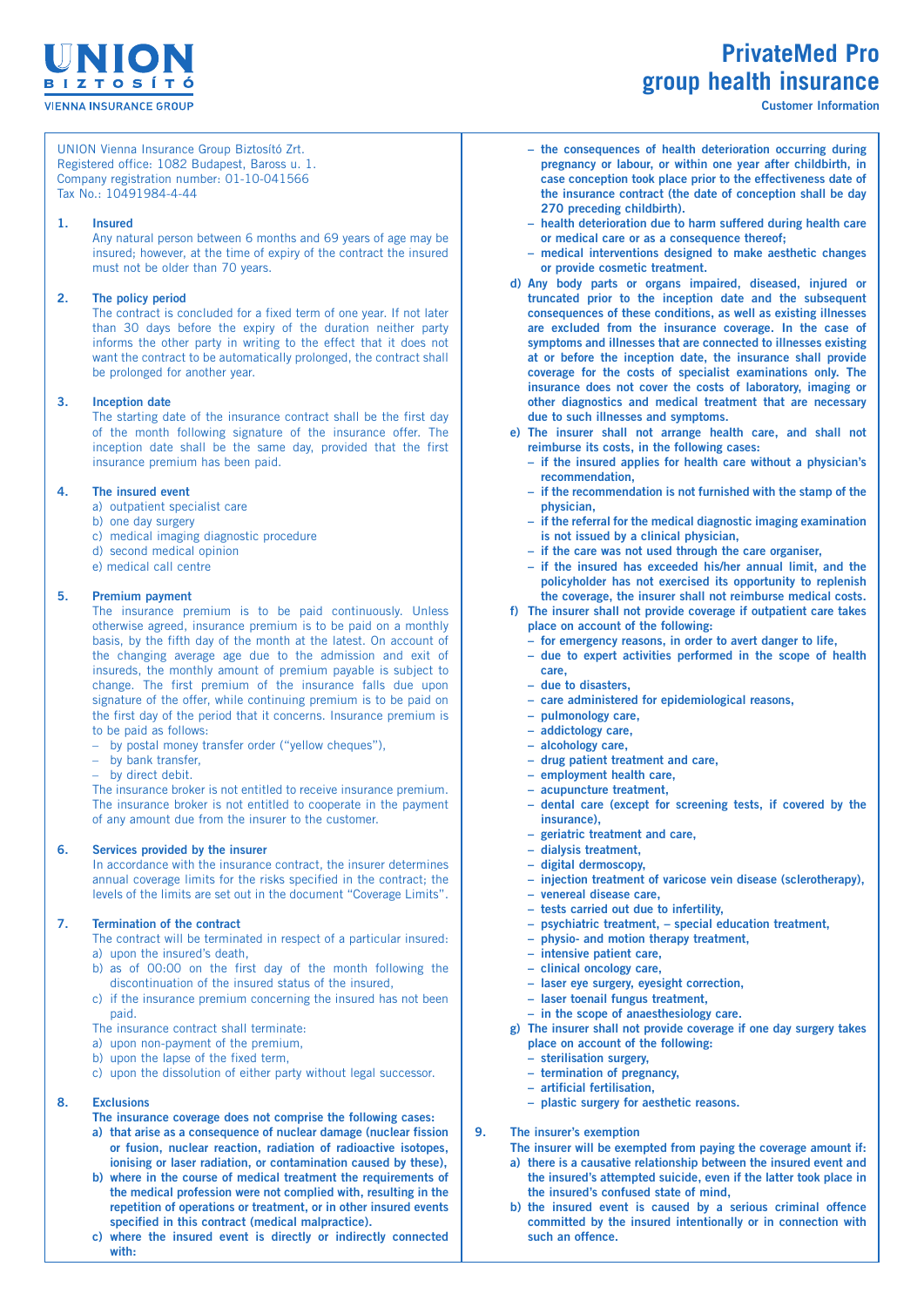UNION

BIZTOSÍTÓ

VIENNA INSURANCE GROUP

# PrivateMed Pro group health insurance

Customer Information

UNION Vienna Insurance Group Biztosító Zrt.
Registered office: 1082 Budapest, Baross u. 1.
Company registration number: 01-10-041566
Tax No.: 10491984-4-44

## 1. Insured

Any natural person between 6 months and 69 years of age may be insured; however, at the time of expiry of the contract the insured must not be older than 70 years.

## 2. The policy period

The contract is concluded for a fixed term of one year. If not later than 30 days before the expiry of the duration neither party informs the other party in writing to the effect that it does not want the contract to be automatically prolonged, the contract shall be prolonged for another year.

## 3. Inception date

The starting date of the insurance contract shall be the first day of the month following signature of the insurance offer. The inception date shall be the same day, provided that the first insurance premium has been paid.

## 4. The insured event

a) outpatient specialist care
b) one day surgery
c) medical imaging diagnostic procedure
d) second medical opinion
e) medical call centre

## 5. Premium payment

The insurance premium is to be paid continuously. Unless otherwise agreed, insurance premium is to be paid on a monthly basis, by the fifth day of the month at the latest. On account of the changing average age due to the admission and exit of insureds, the monthly amount of premium payable is subject to change. The first premium of the insurance falls due upon signature of the offer, while continuing premium is to be paid on the first day of the period that it concerns. Insurance premium is to be paid as follows:

- by postal money transfer order ("yellow cheques"),
- by bank transfer,
- by direct debit.

The insurance broker is not entitled to receive insurance premium. The insurance broker is not entitled to cooperate in the payment of any amount due from the insurer to the customer.

## 6. Services provided by the insurer

In accordance with the insurance contract, the insurer determines annual coverage limits for the risks specified in the contract; the levels of the limits are set out in the document "Coverage Limits".

## 7. Termination of the contract

The contract will be terminated in respect of a particular insured:

a) upon the insured's death,
b) as of 00:00 on the first day of the month following the discontinuation of the insured status of the insured,
c) if the insurance premium concerning the insured has not been paid.

The insurance contract shall terminate:

a) upon non-payment of the premium,
b) upon the lapse of the fixed term,
c) upon the dissolution of either party without legal successor.

## 8. Exclusions

**The insurance coverage does not comprise the following cases:**

**a) that arise as a consequence of nuclear damage (nuclear fission or fusion, nuclear reaction, radiation of radioactive isotopes, ionising or laser radiation, or contamination caused by these),**

**b) where in the course of medical treatment the requirements of the medical profession were not complied with, resulting in the repetition of operations or treatment, or in other insured events specified in this contract (medical malpractice).**

**c) where the insured event is directly or indirectly connected with:**

- **the consequences of health deterioration occurring during pregnancy or labour, or within one year after childbirth, in case conception took place prior to the effectiveness date of the insurance contract (the date of conception shall be day 270 preceding childbirth).**
- **health deterioration due to harm suffered during health care or medical care or as a consequence thereof;**
- **medical interventions designed to make aesthetic changes or provide cosmetic treatment.**

**d) Any body parts or organs impaired, diseased, injured or truncated prior to the inception date and the subsequent consequences of these conditions, as well as existing illnesses are excluded from the insurance coverage. In the case of symptoms and illnesses that are connected to illnesses existing at or before the inception date, the insurance shall provide coverage for the costs of specialist examinations only. The insurance does not cover the costs of laboratory, imaging or other diagnostics and medical treatment that are necessary due to such illnesses and symptoms.**

**e) The insurer shall not arrange health care, and shall not reimburse its costs, in the following cases:**

- **if the insured applies for health care without a physician's recommendation,**
- **if the recommendation is not furnished with the stamp of the physician,**
- **if the referral for the medical diagnostic imaging examination is not issued by a clinical physician,**
- **if the care was not used through the care organiser,**
- **if the insured has exceeded his/her annual limit, and the policyholder has not exercised its opportunity to replenish the coverage, the insurer shall not reimburse medical costs.**

**f) The insurer shall not provide coverage if outpatient care takes place on account of the following:**

- **for emergency reasons, in order to avert danger to life,**
- **due to expert activities performed in the scope of health care,**
- **due to disasters,**
- **care administered for epidemiological reasons,**
- **pulmonology care,**
- **addictology care,**
- **alcohology care,**
- **drug patient treatment and care,**
- **employment health care,**
- **acupuncture treatment,**
- **dental care (except for screening tests, if covered by the insurance),**
- **geriatric treatment and care,**
- **dialysis treatment,**
- **digital dermoscopy,**
- **injection treatment of varicose vein disease (sclerotherapy),**
- **venereal disease care,**
- **tests carried out due to infertility,**
- **psychiatric treatment, – special education treatment,**
- **physio- and motion therapy treatment,**
- **intensive patient care,**
- **clinical oncology care,**
- **laser eye surgery, eyesight correction,**
- **laser toenail fungus treatment,**
- **in the scope of anaesthesiology care.**

**g) The insurer shall not provide coverage if one day surgery takes place on account of the following:**

- **sterilisation surgery,**
- **termination of pregnancy,**
- **artificial fertilisation,**
- **plastic surgery for aesthetic reasons.**

## 9. The insurer's exemption

**The insurer will be exempted from paying the coverage amount if:**

**a) there is a causative relationship between the insured event and the insured's attempted suicide, even if the latter took place in the insured's confused state of mind,**

**b) the insured event is caused by a serious criminal offence committed by the insured intentionally or in connection with such an offence.**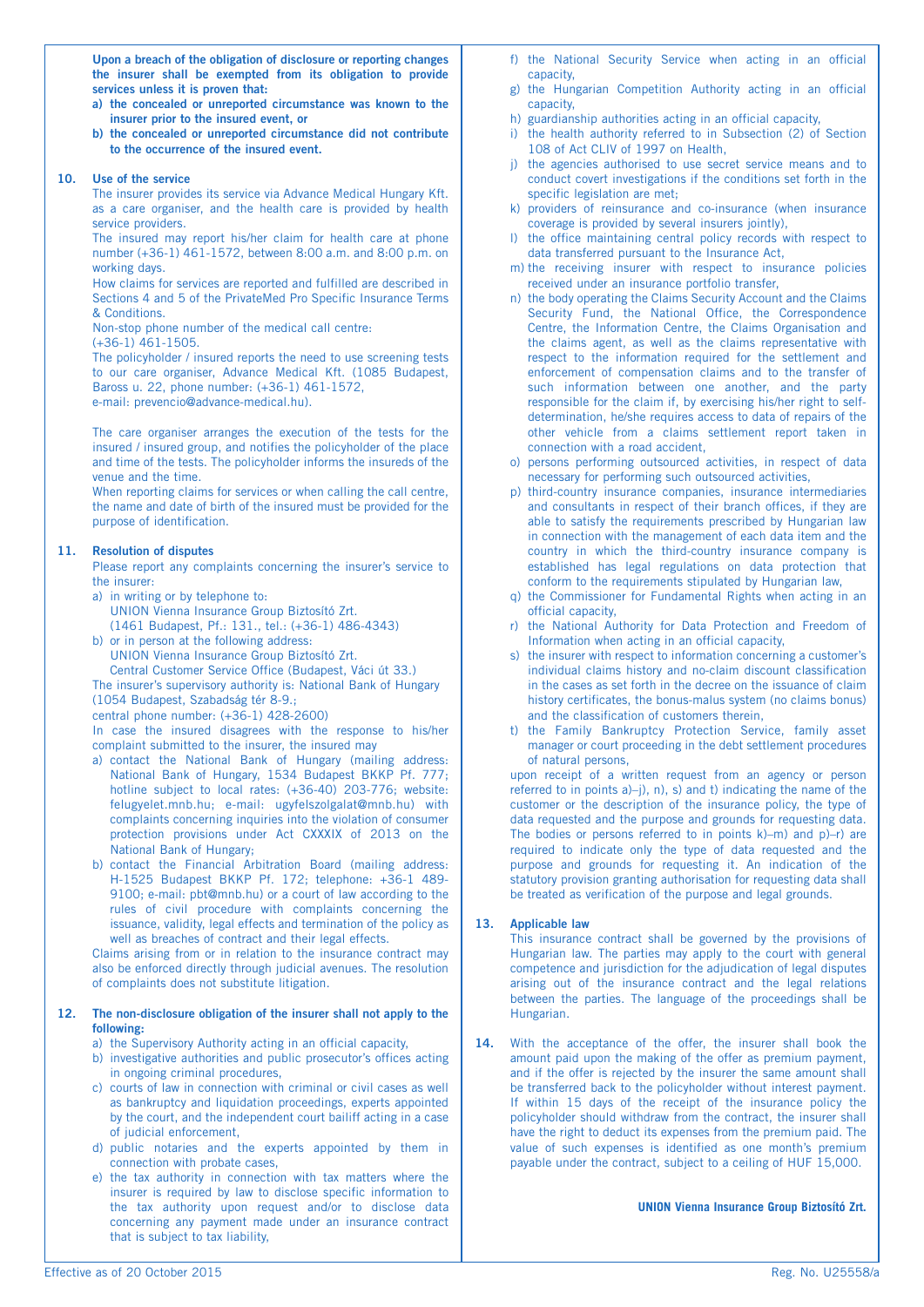**Upon a breach of the obligation of disclosure or reporting changes the insurer shall be exempted from its obligation to provide services unless it is proven that:**

**a) the concealed or unreported circumstance was known to the insurer prior to the insured event, or**

**b) the concealed or unreported circumstance did not contribute to the occurrence of the insured event.**

**10. Use of the service**

The insurer provides its service via Advance Medical Hungary Kft. as a care organiser, and the health care is provided by health service providers.

The insured may report his/her claim for health care at phone number (+36-1) 461-1572, between 8:00 a.m. and 8:00 p.m. on working days.

How claims for services are reported and fulfilled are described in Sections 4 and 5 of the PrivateMed Pro Specific Insurance Terms & Conditions.

Non-stop phone number of the medical call centre:
(+36-1) 461-1505.

The policyholder / insured reports the need to use screening tests to our care organiser, Advance Medical Kft. (1085 Budapest, Baross u. 22, phone number: (+36-1) 461-1572,
e-mail: prevencio@advance-medical.hu).

The care organiser arranges the execution of the tests for the insured / insured group, and notifies the policyholder of the place and time of the tests. The policyholder informs the insureds of the venue and the time.

When reporting claims for services or when calling the call centre, the name and date of birth of the insured must be provided for the purpose of identification.

**11. Resolution of disputes**

Please report any complaints concerning the insurer's service to the insurer:

a) in writing or by telephone to:
UNION Vienna Insurance Group Biztosító Zrt.
(1461 Budapest, Pf.: 131., tel.: (+36-1) 486-4343)

b) or in person at the following address:
UNION Vienna Insurance Group Biztosító Zrt.
Central Customer Service Office (Budapest, Váci út 33.)

The insurer's supervisory authority is: National Bank of Hungary (1054 Budapest, Szabadság tér 8-9.;
central phone number: (+36-1) 428-2600)

In case the insured disagrees with the response to his/her complaint submitted to the insurer, the insured may

a) contact the National Bank of Hungary (mailing address: National Bank of Hungary, 1534 Budapest BKKP Pf. 777; hotline subject to local rates: (+36-40) 203-776; website: felugyelet.mnb.hu; e-mail: ugyfelszolgalat@mnb.hu) with complaints concerning inquiries into the violation of consumer protection provisions under Act CXXXIX of 2013 on the National Bank of Hungary;

b) contact the Financial Arbitration Board (mailing address: H-1525 Budapest BKKP Pf. 172; telephone: +36-1 489-9100; e-mail: pbt@mnb.hu) or a court of law according to the rules of civil procedure with complaints concerning the issuance, validity, legal effects and termination of the policy as well as breaches of contract and their legal effects.

Claims arising from or in relation to the insurance contract may also be enforced directly through judicial avenues. The resolution of complaints does not substitute litigation.

**12. The non-disclosure obligation of the insurer shall not apply to the following:**

a) the Supervisory Authority acting in an official capacity,

b) investigative authorities and public prosecutor's offices acting in ongoing criminal procedures,

c) courts of law in connection with criminal or civil cases as well as bankruptcy and liquidation proceedings, experts appointed by the court, and the independent court bailiff acting in a case of judicial enforcement,

d) public notaries and the experts appointed by them in connection with probate cases,

e) the tax authority in connection with tax matters where the insurer is required by law to disclose specific information to the tax authority upon request and/or to disclose data concerning any payment made under an insurance contract that is subject to tax liability,

f) the National Security Service when acting in an official capacity,

g) the Hungarian Competition Authority acting in an official capacity,

h) guardianship authorities acting in an official capacity,

i) the health authority referred to in Subsection (2) of Section 108 of Act CLIV of 1997 on Health,

j) the agencies authorised to use secret service means and to conduct covert investigations if the conditions set forth in the specific legislation are met;

k) providers of reinsurance and co-insurance (when insurance coverage is provided by several insurers jointly),

l) the office maintaining central policy records with respect to data transferred pursuant to the Insurance Act,

m) the receiving insurer with respect to insurance policies received under an insurance portfolio transfer,

n) the body operating the Claims Security Account and the Claims Security Fund, the National Office, the Correspondence Centre, the Information Centre, the Claims Organisation and the claims agent, as well as the claims representative with respect to the information required for the settlement and enforcement of compensation claims and to the transfer of such information between one another, and the party responsible for the claim if, by exercising his/her right to self-determination, he/she requires access to data of repairs of the other vehicle from a claims settlement report taken in connection with a road accident,

o) persons performing outsourced activities, in respect of data necessary for performing such outsourced activities,

p) third-country insurance companies, insurance intermediaries and consultants in respect of their branch offices, if they are able to satisfy the requirements prescribed by Hungarian law in connection with the management of each data item and the country in which the third-country insurance company is established has legal regulations on data protection that conform to the requirements stipulated by Hungarian law,

q) the Commissioner for Fundamental Rights when acting in an official capacity,

r) the National Authority for Data Protection and Freedom of Information when acting in an official capacity,

s) the insurer with respect to information concerning a customer's individual claims history and no-claim discount classification in the cases as set forth in the decree on the issuance of claim history certificates, the bonus-malus system (no claims bonus) and the classification of customers therein,

t) the Family Bankruptcy Protection Service, family asset manager or court proceeding in the debt settlement procedures of natural persons,

upon receipt of a written request from an agency or person referred to in points a)–j), n), s) and t) indicating the name of the customer or the description of the insurance policy, the type of data requested and the purpose and grounds for requesting data. The bodies or persons referred to in points k)–m) and p)–r) are required to indicate only the type of data requested and the purpose and grounds for requesting it. An indication of the statutory provision granting authorisation for requesting data shall be treated as verification of the purpose and legal grounds.

**13. Applicable law**

This insurance contract shall be governed by the provisions of Hungarian law. The parties may apply to the court with general competence and jurisdiction for the adjudication of legal disputes arising out of the insurance contract and the legal relations between the parties. The language of the proceedings shall be Hungarian.

**14.** With the acceptance of the offer, the insurer shall book the amount paid upon the making of the offer as premium payment, and if the offer is rejected by the insurer the same amount shall be transferred back to the policyholder without interest payment. If within 15 days of the receipt of the insurance policy the policyholder should withdraw from the contract, the insurer shall have the right to deduct its expenses from the premium paid. The value of such expenses is identified as one month's premium payable under the contract, subject to a ceiling of HUF 15,000.

**UNION Vienna Insurance Group Biztosító Zrt.**

Effective as of 20 October 2015

Reg. No. U25558/a